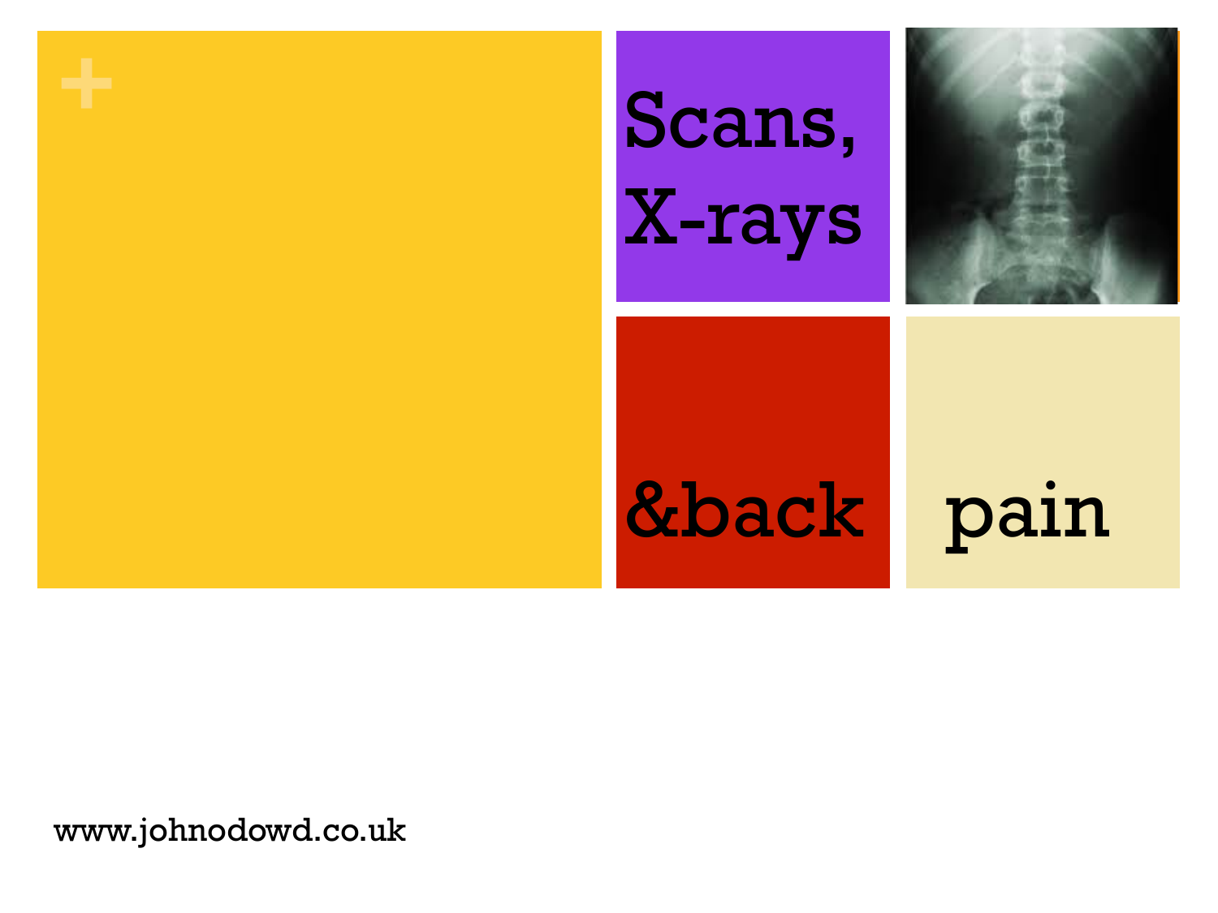# Scans, X-rays &back pain

www.johnodowd.co.uk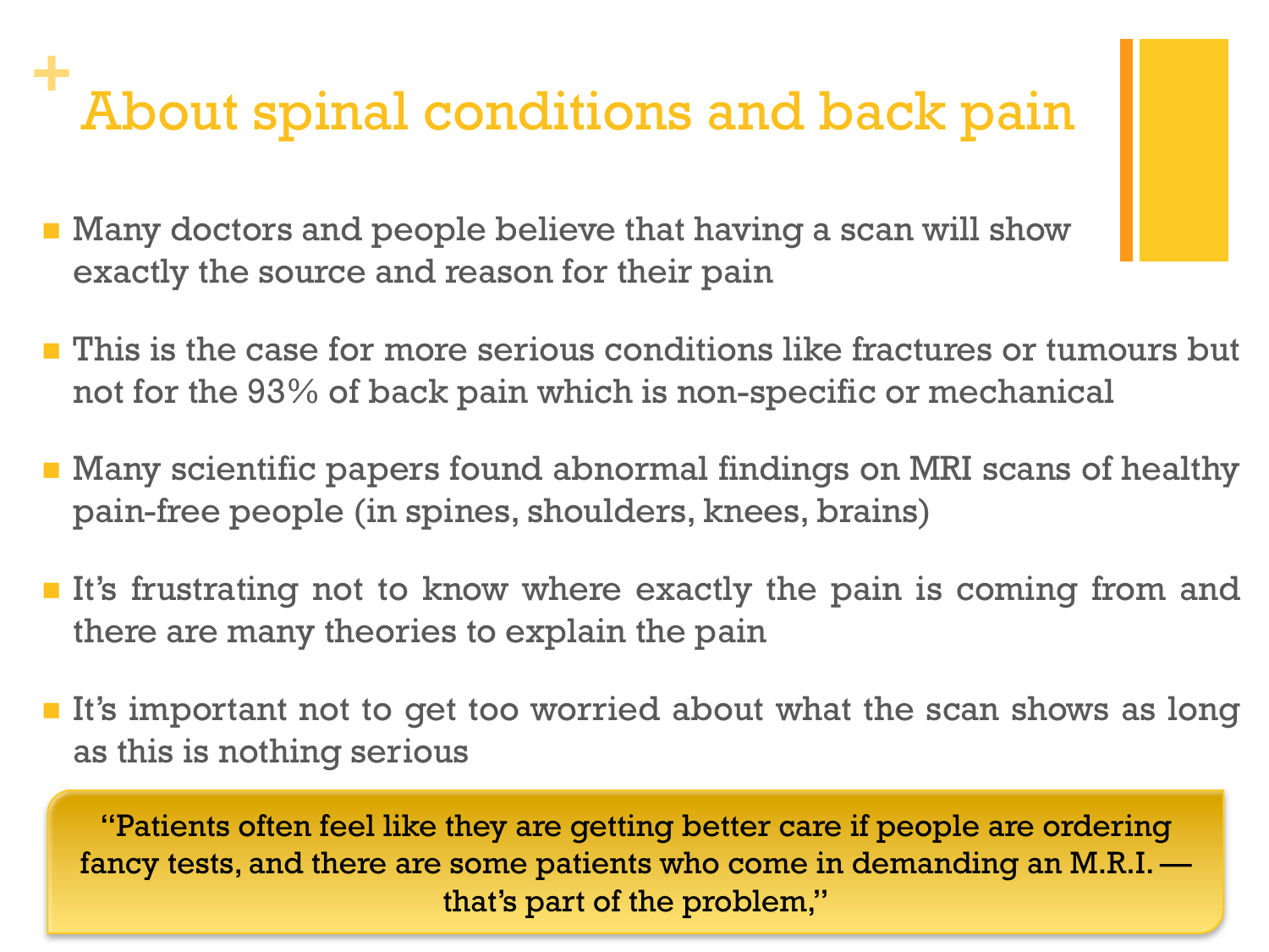# About spinal conditions and back pain

- Many doctors and people believe that having a scan will show exactly the source and reason for their pain
- This is the case for more serious conditions like fractures or tumours but not for the 93% of back pain which is non-specific or mechanical
- Many scientific papers found abnormal findings on MRI scans of healthy pain-free people (in spines, shoulders, knees, brains)
- It's frustrating not to know where exactly the pain is coming from and there are many theories to explain the pain
- It's important not to get too worried about what the scan shows as long as this is nothing serious

"Patients often feel like they are getting better care if people are ordering fancy tests, and there are some patients who come in demanding an M.R.I. — that's part of the problem,"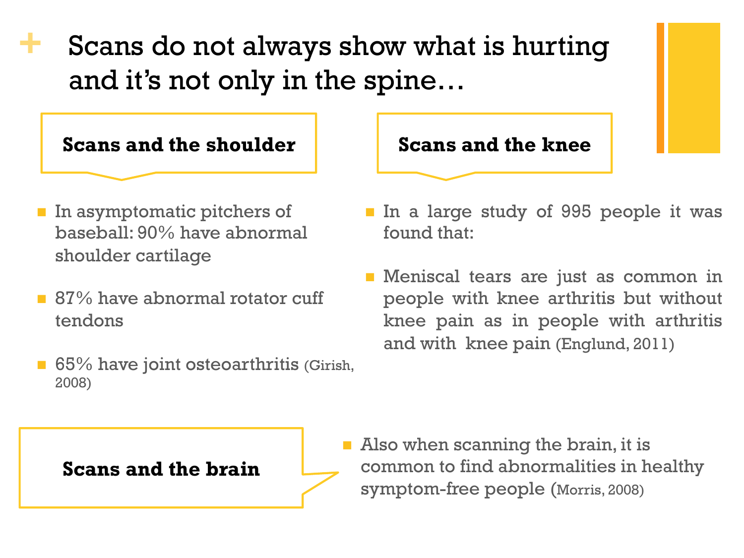# Scans do not always show what is hurting and it's not only in the spine…

### Scans and the shoulder

- In asymptomatic pitchers of baseball: 90% have abnormal shoulder cartilage
- 87% have abnormal rotator cuff tendons
- 65% have joint osteoarthritis (Girish, 2008)

### Scans and the knee

- In a large study of 995 people it was found that:
- Meniscal tears are just as common in people with knee arthritis but without knee pain as in people with arthritis and with knee pain (Englund, 2011)

### Scans and the brain

- Also when scanning the brain, it is common to find abnormalities in healthy symptom-free people (Morris, 2008)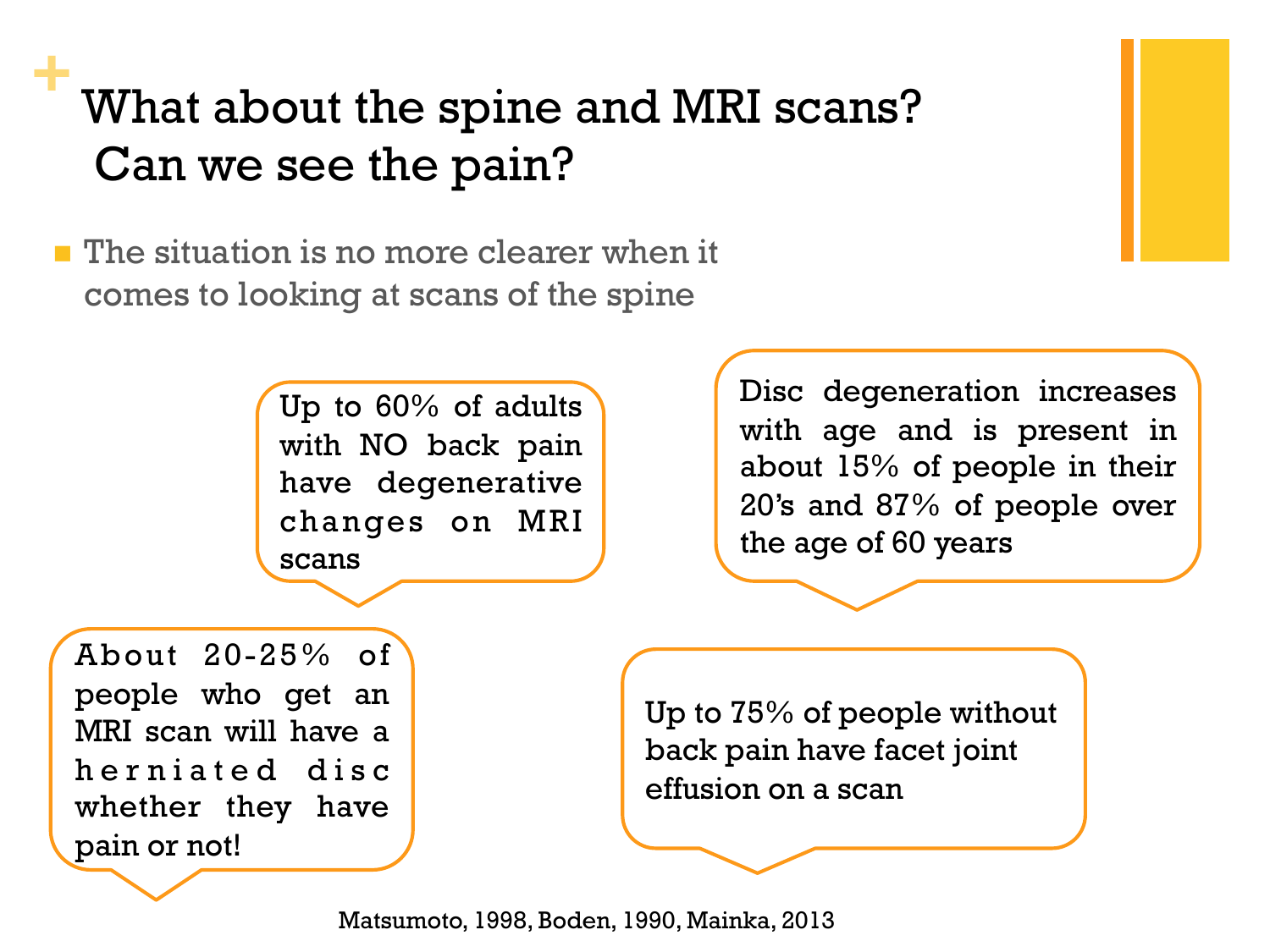# What about the spine and MRI scans? Can we see the pain?

- The situation is no more clearer when it comes to looking at scans of the spine

Up to 60% of adults with NO back pain have degenerative changes on MRI scans

Disc degeneration increases with age and is present in about 15% of people in their 20's and 87% of people over the age of 60 years

About 20-25% of people who get an MRI scan will have a herniated disc whether they have pain or not!

Up to 75% of people without back pain have facet joint effusion on a scan

Matsumoto, 1998, Boden, 1990, Mainka, 2013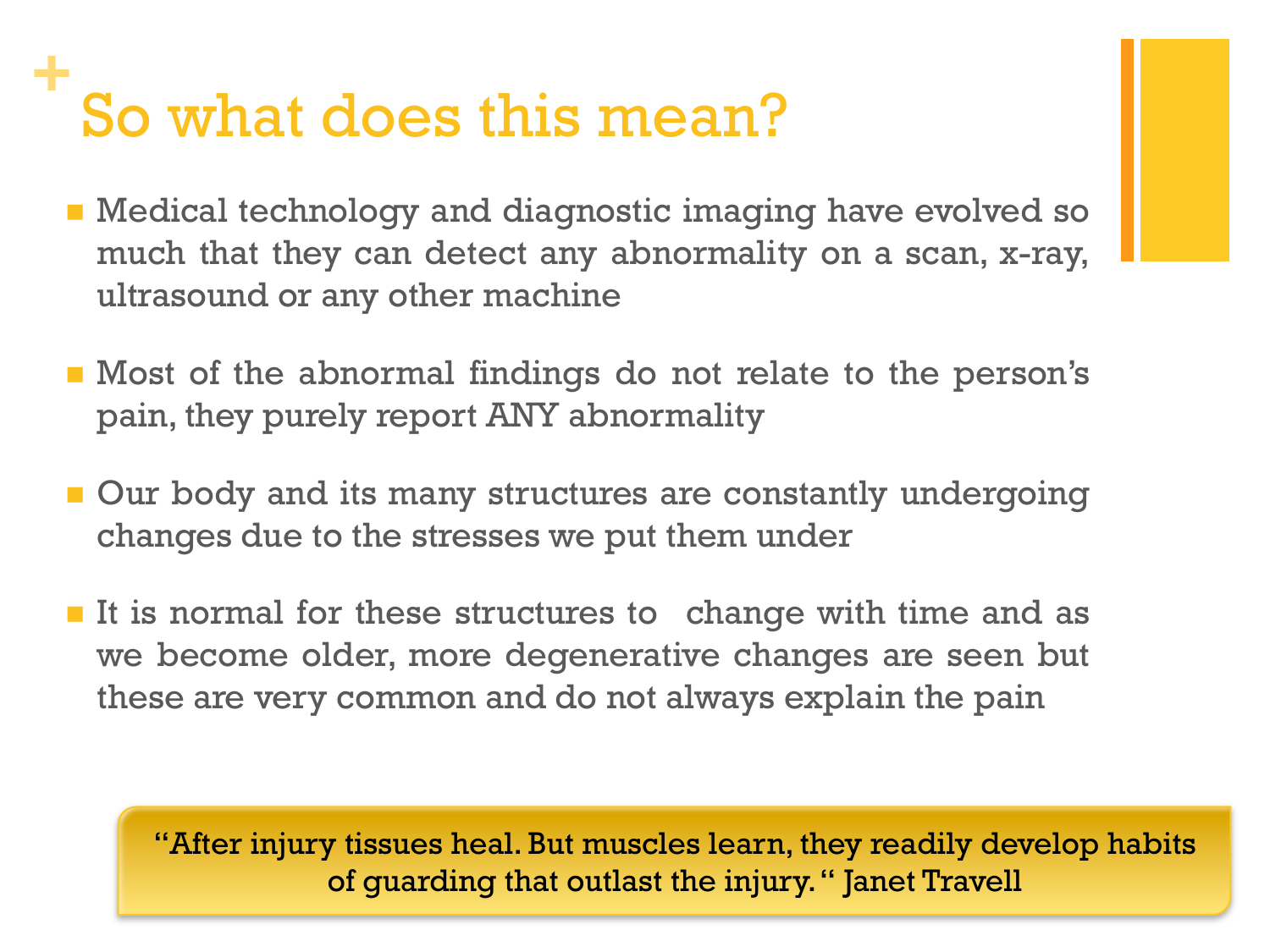# So what does this mean?

- Medical technology and diagnostic imaging have evolved so much that they can detect any abnormality on a scan, x-ray, ultrasound or any other machine
- Most of the abnormal findings do not relate to the person's pain, they purely report ANY abnormality
- Our body and its many structures are constantly undergoing changes due to the stresses we put them under
- It is normal for these structures to change with time and as we become older, more degenerative changes are seen but these are very common and do not always explain the pain

> "After injury tissues heal. But muscles learn, they readily develop habits of guarding that outlast the injury." Janet Travell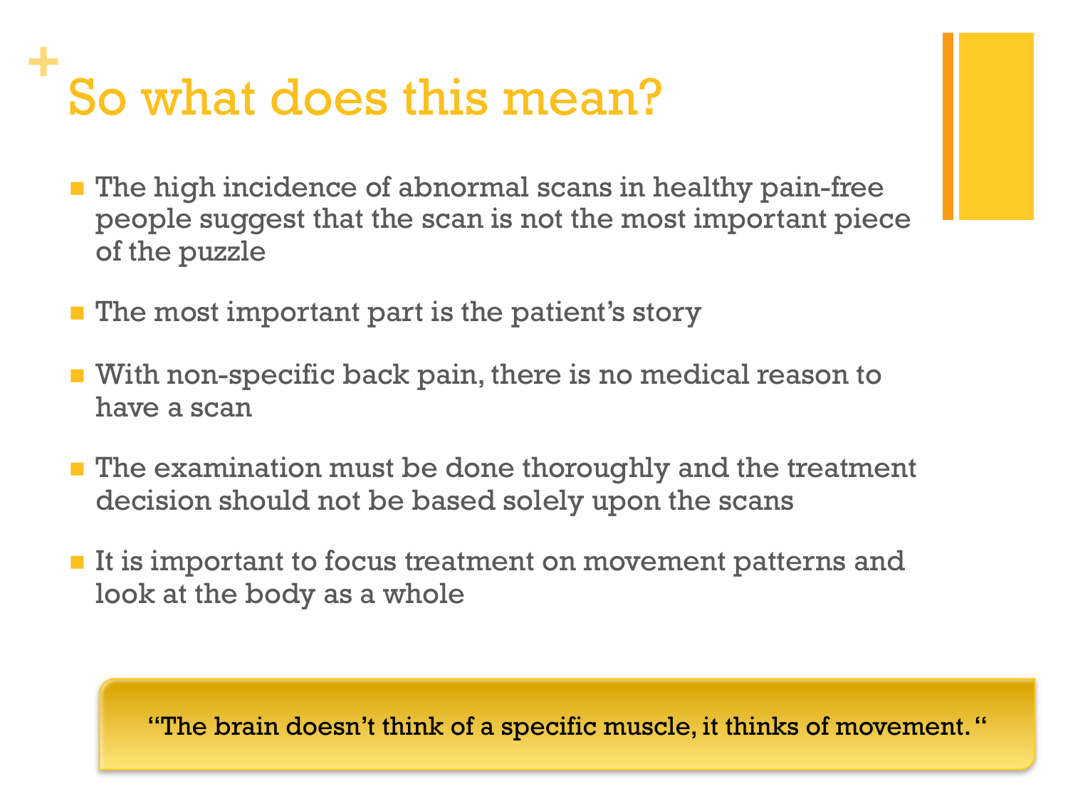# So what does this mean?

- The high incidence of abnormal scans in healthy pain-free people suggest that the scan is not the most important piece of the puzzle
- The most important part is the patient's story
- With non-specific back pain, there is no medical reason to have a scan
- The examination must be done thoroughly and the treatment decision should not be based solely upon the scans
- It is important to focus treatment on movement patterns and look at the body as a whole

"The brain doesn't think of a specific muscle, it thinks of movement."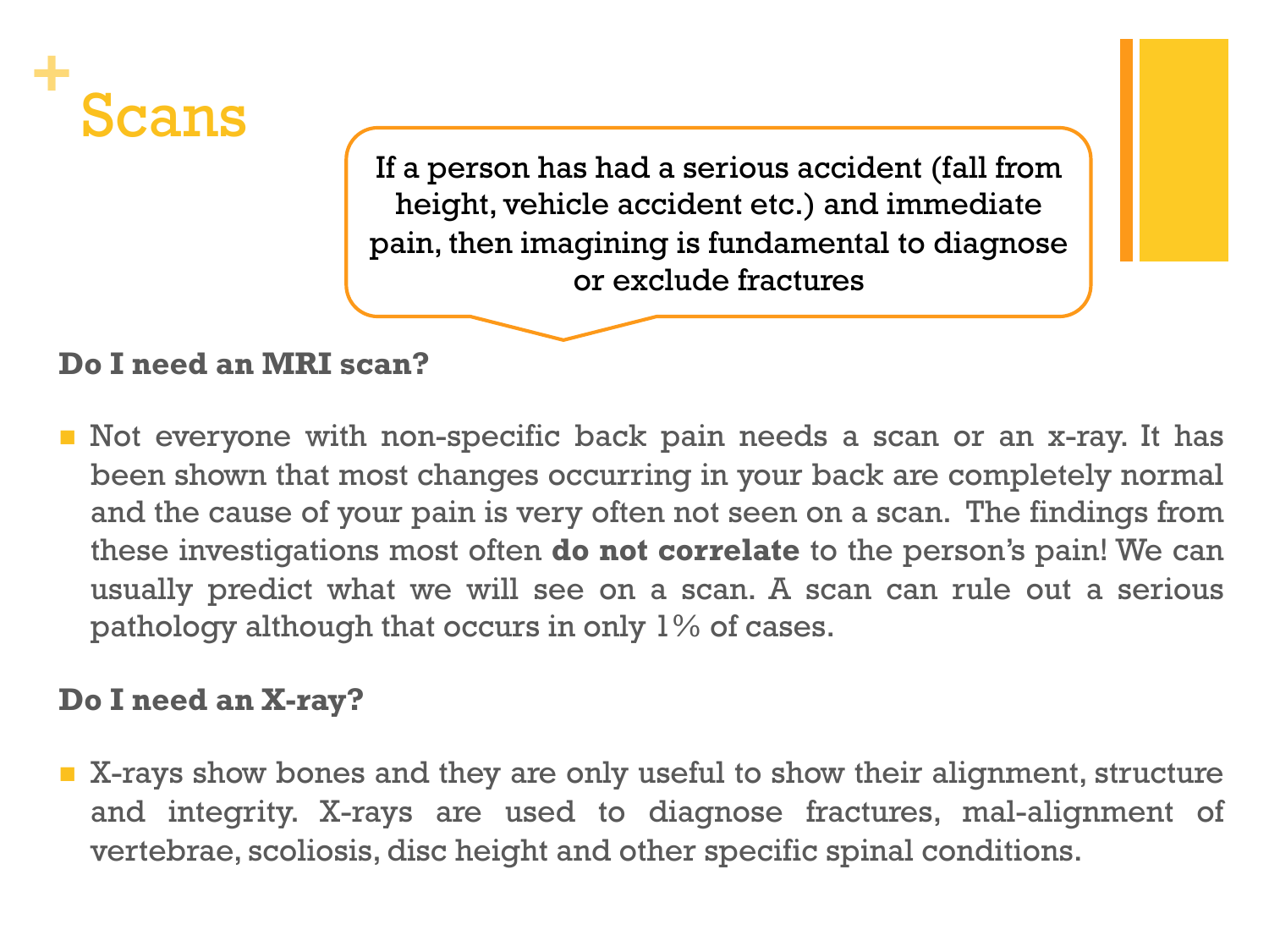# Scans

If a person has had a serious accident (fall from height, vehicle accident etc.) and immediate pain, then imagining is fundamental to diagnose or exclude fractures

**Do I need an MRI scan?**

- Not everyone with non-specific back pain needs a scan or an x-ray. It has been shown that most changes occurring in your back are completely normal and the cause of your pain is very often not seen on a scan. The findings from these investigations most often **do not correlate** to the person's pain! We can usually predict what we will see on a scan. A scan can rule out a serious pathology although that occurs in only 1% of cases.

**Do I need an X-ray?**

- X-rays show bones and they are only useful to show their alignment, structure and integrity. X-rays are used to diagnose fractures, mal-alignment of vertebrae, scoliosis, disc height and other specific spinal conditions.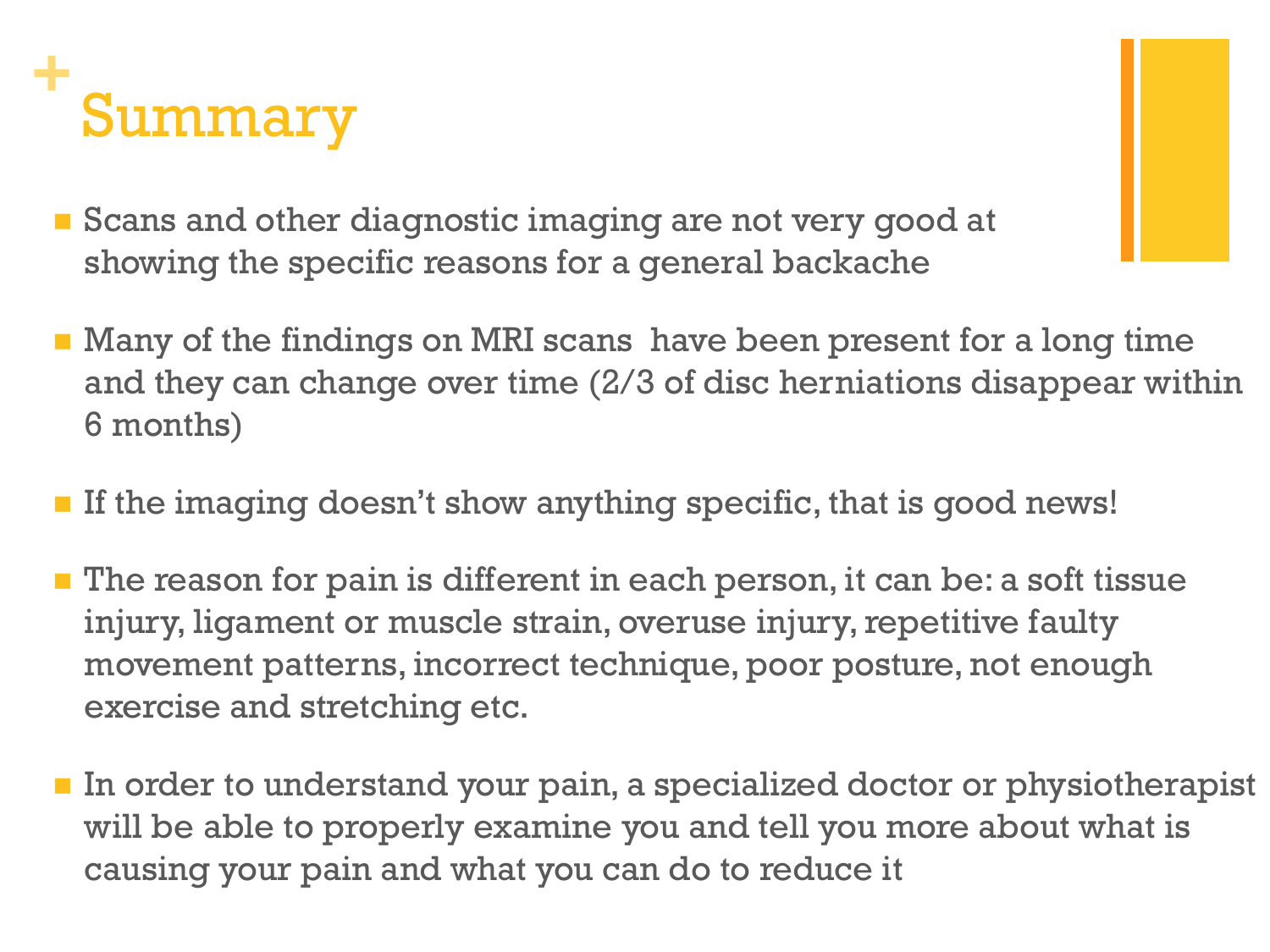# Summary

- Scans and other diagnostic imaging are not very good at showing the specific reasons for a general backache
- Many of the findings on MRI scans have been present for a long time and they can change over time (2/3 of disc herniations disappear within 6 months)
- If the imaging doesn't show anything specific, that is good news!
- The reason for pain is different in each person, it can be: a soft tissue injury, ligament or muscle strain, overuse injury, repetitive faulty movement patterns, incorrect technique, poor posture, not enough exercise and stretching etc.
- In order to understand your pain, a specialized doctor or physiotherapist will be able to properly examine you and tell you more about what is causing your pain and what you can do to reduce it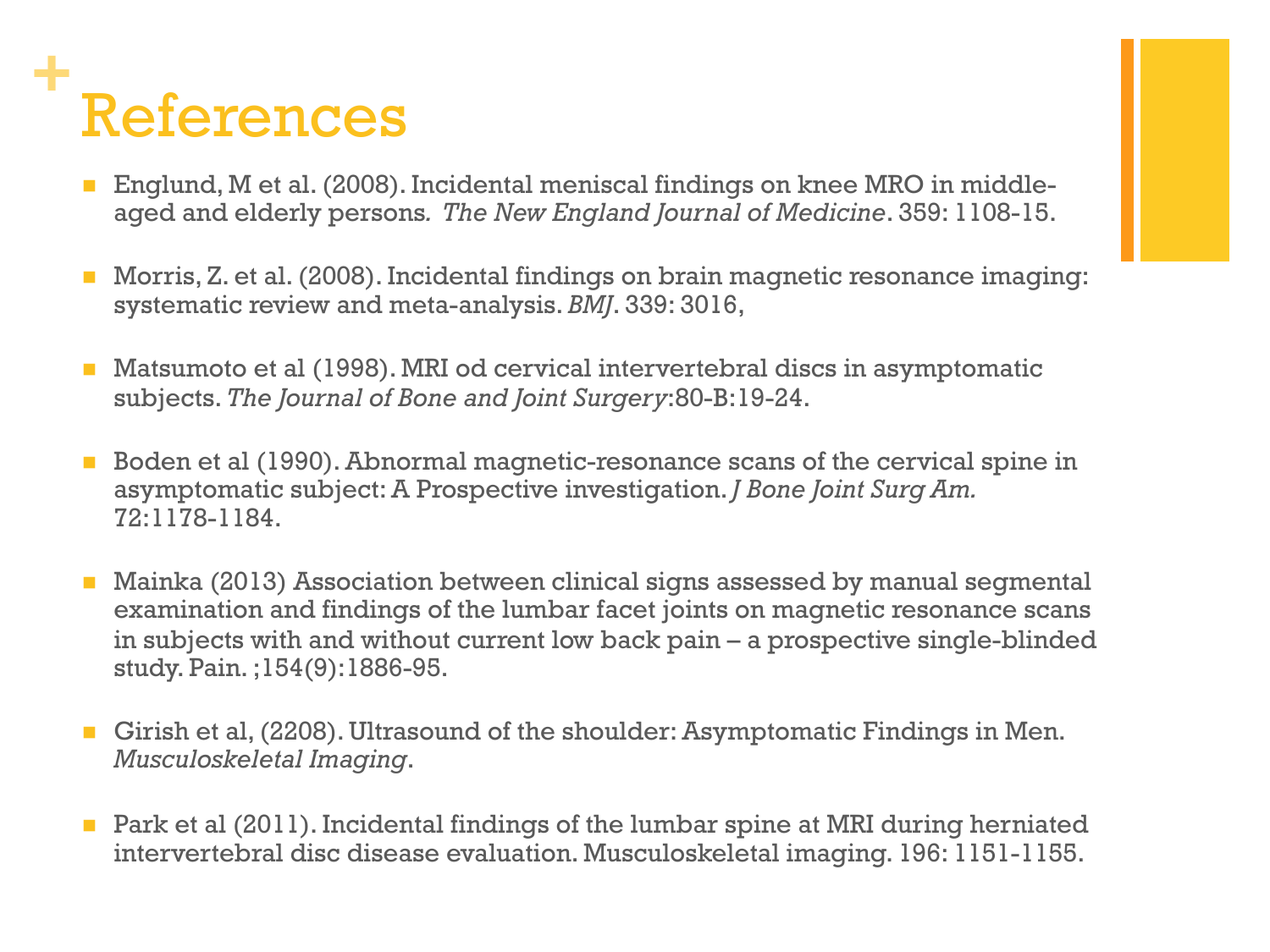# References

- Englund, M et al. (2008). Incidental meniscal findings on knee MRO in middle-aged and elderly persons*. The New England Journal of Medicine*. 359: 1108-15.

- Morris, Z. et al. (2008). Incidental findings on brain magnetic resonance imaging: systematic review and meta-analysis. *BMJ*. 339: 3016,

- Matsumoto et al (1998). MRI od cervical intervertebral discs in asymptomatic subjects. *The Journal of Bone and Joint Surgery*:80-B:19-24.

- Boden et al (1990). Abnormal magnetic-resonance scans of the cervical spine in asymptomatic subject: A Prospective investigation. *J Bone Joint Surg Am.* 72:1178-1184.

- Mainka (2013) Association between clinical signs assessed by manual segmental examination and findings of the lumbar facet joints on magnetic resonance scans in subjects with and without current low back pain – a prospective single-blinded study. Pain. ;154(9):1886-95.

- Girish et al, (2208). Ultrasound of the shoulder: Asymptomatic Findings in Men. *Musculoskeletal Imaging*.

- Park et al (2011). Incidental findings of the lumbar spine at MRI during herniated intervertebral disc disease evaluation. Musculoskeletal imaging. 196: 1151-1155.